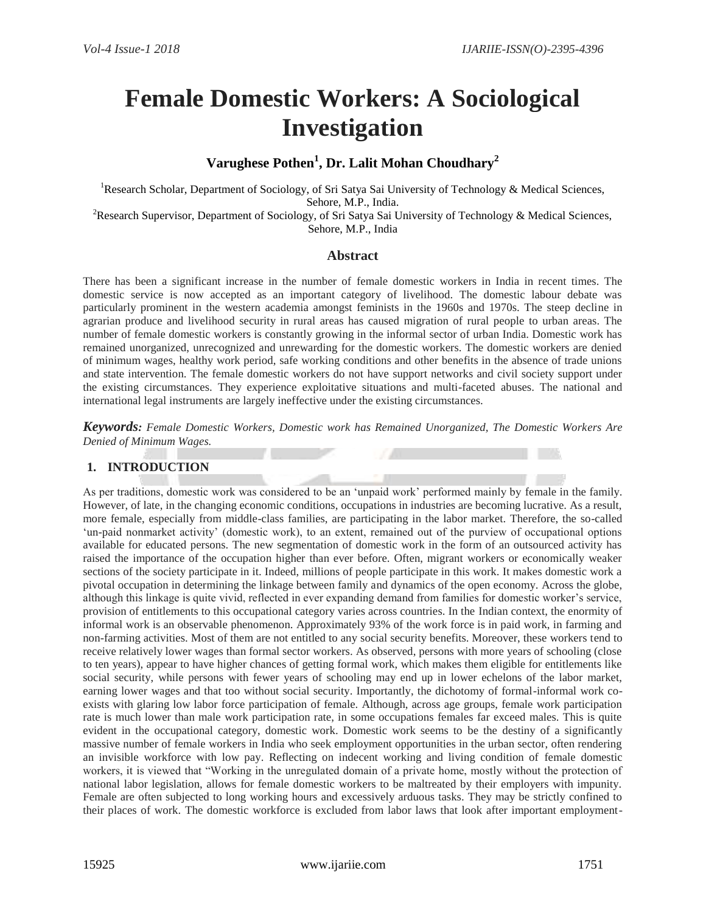# Female Domestic Workers: A Sociological Investigation

**Varughese Pothen[1], Dr. Lalit Mohan Choudhary[2]**

[1]Research Scholar, Department of Sociology, of Sri Satya Sai University of Technology & Medical Sciences, Sehore, M.P., India.
[2]Research Supervisor, Department of Sociology, of Sri Satya Sai University of Technology & Medical Sciences, Sehore, M.P., India

## Abstract

There has been a significant increase in the number of female domestic workers in India in recent times. The domestic service is now accepted as an important category of livelihood. The domestic labour debate was particularly prominent in the western academia amongst feminists in the 1960s and 1970s. The steep decline in agrarian produce and livelihood security in rural areas has caused migration of rural people to urban areas. The number of female domestic workers is constantly growing in the informal sector of urban India. Domestic work has remained unorganized, unrecognized and unrewarding for the domestic workers. The domestic workers are denied of minimum wages, healthy work period, safe working conditions and other benefits in the absence of trade unions and state intervention. The female domestic workers do not have support networks and civil society support under the existing circumstances. They experience exploitative situations and multi-faceted abuses. The national and international legal instruments are largely ineffective under the existing circumstances.

***Keywords:*** *Female Domestic Workers, Domestic work has Remained Unorganized, The Domestic Workers Are Denied of Minimum Wages.*

## 1. INTRODUCTION

As per traditions, domestic work was considered to be an 'unpaid work' performed mainly by female in the family. However, of late, in the changing economic conditions, occupations in industries are becoming lucrative. As a result, more female, especially from middle-class families, are participating in the labor market. Therefore, the so-called 'un-paid nonmarket activity' (domestic work), to an extent, remained out of the purview of occupational options available for educated persons. The new segmentation of domestic work in the form of an outsourced activity has raised the importance of the occupation higher than ever before. Often, migrant workers or economically weaker sections of the society participate in it. Indeed, millions of people participate in this work. It makes domestic work a pivotal occupation in determining the linkage between family and dynamics of the open economy. Across the globe, although this linkage is quite vivid, reflected in ever expanding demand from families for domestic worker's service, provision of entitlements to this occupational category varies across countries. In the Indian context, the enormity of informal work is an observable phenomenon. Approximately 93% of the work force is in paid work, in farming and non-farming activities. Most of them are not entitled to any social security benefits. Moreover, these workers tend to receive relatively lower wages than formal sector workers. As observed, persons with more years of schooling (close to ten years), appear to have higher chances of getting formal work, which makes them eligible for entitlements like social security, while persons with fewer years of schooling may end up in lower echelons of the labor market, earning lower wages and that too without social security. Importantly, the dichotomy of formal-informal work co-exists with glaring low labor force participation of female. Although, across age groups, female work participation rate is much lower than male work participation rate, in some occupations females far exceed males. This is quite evident in the occupational category, domestic work. Domestic work seems to be the destiny of a significantly massive number of female workers in India who seek employment opportunities in the urban sector, often rendering an invisible workforce with low pay. Reflecting on indecent working and living condition of female domestic workers, it is viewed that "Working in the unregulated domain of a private home, mostly without the protection of national labor legislation, allows for female domestic workers to be maltreated by their employers with impunity. Female are often subjected to long working hours and excessively arduous tasks. They may be strictly confined to their places of work. The domestic workforce is excluded from labor laws that look after important employment-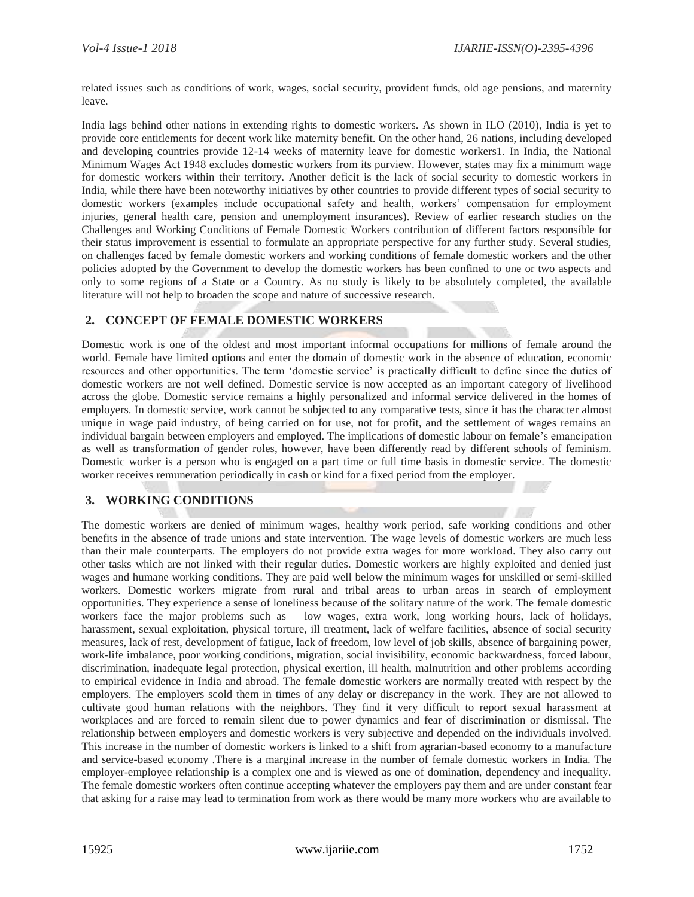related issues such as conditions of work, wages, social security, provident funds, old age pensions, and maternity leave.

India lags behind other nations in extending rights to domestic workers. As shown in ILO (2010), India is yet to provide core entitlements for decent work like maternity benefit. On the other hand, 26 nations, including developed and developing countries provide 12-14 weeks of maternity leave for domestic workers1. In India, the National Minimum Wages Act 1948 excludes domestic workers from its purview. However, states may fix a minimum wage for domestic workers within their territory. Another deficit is the lack of social security to domestic workers in India, while there have been noteworthy initiatives by other countries to provide different types of social security to domestic workers (examples include occupational safety and health, workers' compensation for employment injuries, general health care, pension and unemployment insurances). Review of earlier research studies on the Challenges and Working Conditions of Female Domestic Workers contribution of different factors responsible for their status improvement is essential to formulate an appropriate perspective for any further study. Several studies, on challenges faced by female domestic workers and working conditions of female domestic workers and the other policies adopted by the Government to develop the domestic workers has been confined to one or two aspects and only to some regions of a State or a Country. As no study is likely to be absolutely completed, the available literature will not help to broaden the scope and nature of successive research.

## 2. CONCEPT OF FEMALE DOMESTIC WORKERS

Domestic work is one of the oldest and most important informal occupations for millions of female around the world. Female have limited options and enter the domain of domestic work in the absence of education, economic resources and other opportunities. The term 'domestic service' is practically difficult to define since the duties of domestic workers are not well defined. Domestic service is now accepted as an important category of livelihood across the globe. Domestic service remains a highly personalized and informal service delivered in the homes of employers. In domestic service, work cannot be subjected to any comparative tests, since it has the character almost unique in wage paid industry, of being carried on for use, not for profit, and the settlement of wages remains an individual bargain between employers and employed. The implications of domestic labour on female's emancipation as well as transformation of gender roles, however, have been differently read by different schools of feminism. Domestic worker is a person who is engaged on a part time or full time basis in domestic service. The domestic worker receives remuneration periodically in cash or kind for a fixed period from the employer.

## 3. WORKING CONDITIONS

The domestic workers are denied of minimum wages, healthy work period, safe working conditions and other benefits in the absence of trade unions and state intervention. The wage levels of domestic workers are much less than their male counterparts. The employers do not provide extra wages for more workload. They also carry out other tasks which are not linked with their regular duties. Domestic workers are highly exploited and denied just wages and humane working conditions. They are paid well below the minimum wages for unskilled or semi-skilled workers. Domestic workers migrate from rural and tribal areas to urban areas in search of employment opportunities. They experience a sense of loneliness because of the solitary nature of the work. The female domestic workers face the major problems such as – low wages, extra work, long working hours, lack of holidays, harassment, sexual exploitation, physical torture, ill treatment, lack of welfare facilities, absence of social security measures, lack of rest, development of fatigue, lack of freedom, low level of job skills, absence of bargaining power, work-life imbalance, poor working conditions, migration, social invisibility, economic backwardness, forced labour, discrimination, inadequate legal protection, physical exertion, ill health, malnutrition and other problems according to empirical evidence in India and abroad. The female domestic workers are normally treated with respect by the employers. The employers scold them in times of any delay or discrepancy in the work. They are not allowed to cultivate good human relations with the neighbors. They find it very difficult to report sexual harassment at workplaces and are forced to remain silent due to power dynamics and fear of discrimination or dismissal. The relationship between employers and domestic workers is very subjective and depended on the individuals involved. This increase in the number of domestic workers is linked to a shift from agrarian-based economy to a manufacture and service-based economy .There is a marginal increase in the number of female domestic workers in India. The employer-employee relationship is a complex one and is viewed as one of domination, dependency and inequality. The female domestic workers often continue accepting whatever the employers pay them and are under constant fear that asking for a raise may lead to termination from work as there would be many more workers who are available to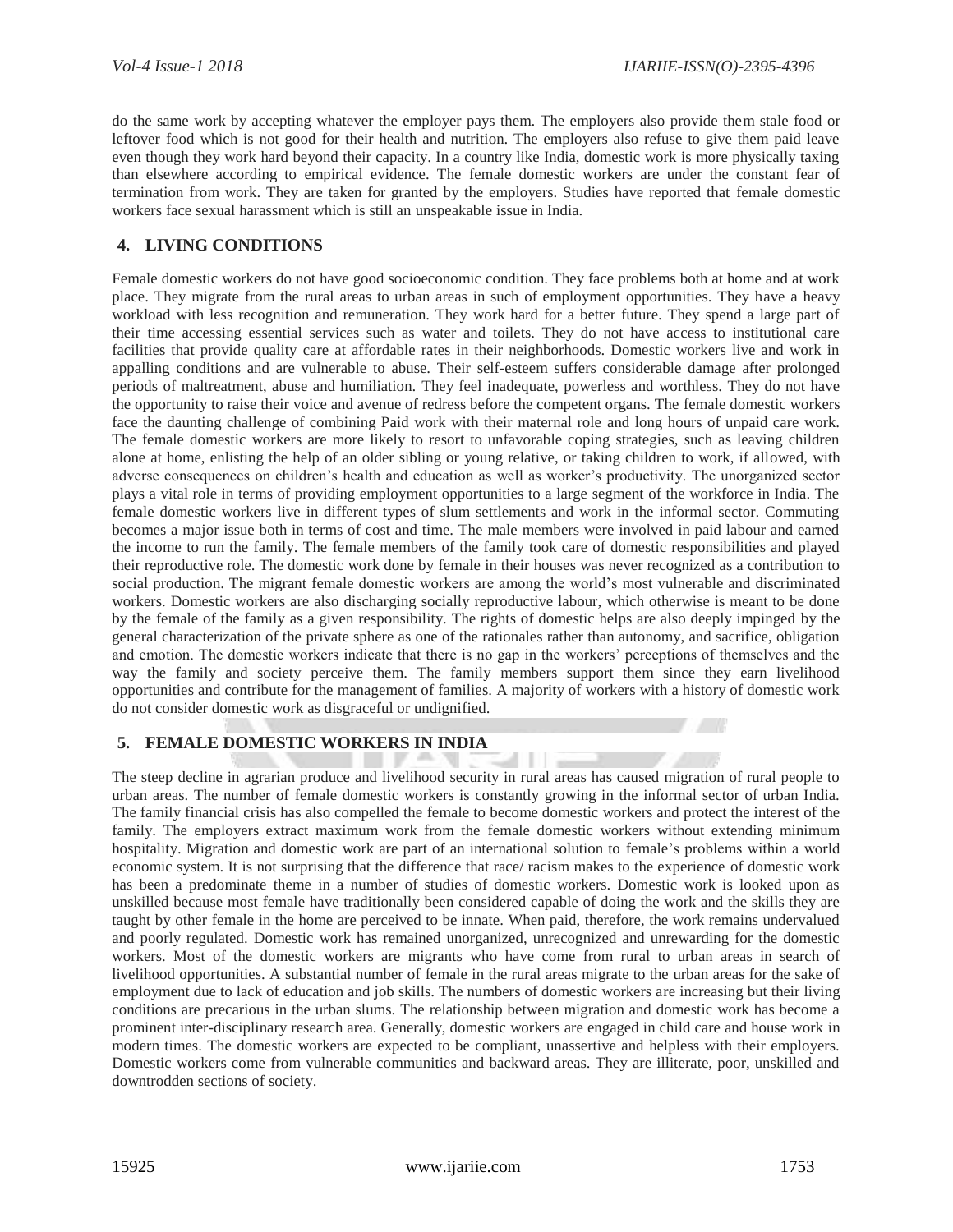do the same work by accepting whatever the employer pays them. The employers also provide them stale food or leftover food which is not good for their health and nutrition. The employers also refuse to give them paid leave even though they work hard beyond their capacity. In a country like India, domestic work is more physically taxing than elsewhere according to empirical evidence. The female domestic workers are under the constant fear of termination from work. They are taken for granted by the employers. Studies have reported that female domestic workers face sexual harassment which is still an unspeakable issue in India.

## 4. LIVING CONDITIONS

Female domestic workers do not have good socioeconomic condition. They face problems both at home and at work place. They migrate from the rural areas to urban areas in such of employment opportunities. They have a heavy workload with less recognition and remuneration. They work hard for a better future. They spend a large part of their time accessing essential services such as water and toilets. They do not have access to institutional care facilities that provide quality care at affordable rates in their neighborhoods. Domestic workers live and work in appalling conditions and are vulnerable to abuse. Their self-esteem suffers considerable damage after prolonged periods of maltreatment, abuse and humiliation. They feel inadequate, powerless and worthless. They do not have the opportunity to raise their voice and avenue of redress before the competent organs. The female domestic workers face the daunting challenge of combining Paid work with their maternal role and long hours of unpaid care work. The female domestic workers are more likely to resort to unfavorable coping strategies, such as leaving children alone at home, enlisting the help of an older sibling or young relative, or taking children to work, if allowed, with adverse consequences on children's health and education as well as worker's productivity. The unorganized sector plays a vital role in terms of providing employment opportunities to a large segment of the workforce in India. The female domestic workers live in different types of slum settlements and work in the informal sector. Commuting becomes a major issue both in terms of cost and time. The male members were involved in paid labour and earned the income to run the family. The female members of the family took care of domestic responsibilities and played their reproductive role. The domestic work done by female in their houses was never recognized as a contribution to social production. The migrant female domestic workers are among the world's most vulnerable and discriminated workers. Domestic workers are also discharging socially reproductive labour, which otherwise is meant to be done by the female of the family as a given responsibility. The rights of domestic helps are also deeply impinged by the general characterization of the private sphere as one of the rationales rather than autonomy, and sacrifice, obligation and emotion. The domestic workers indicate that there is no gap in the workers' perceptions of themselves and the way the family and society perceive them. The family members support them since they earn livelihood opportunities and contribute for the management of families. A majority of workers with a history of domestic work do not consider domestic work as disgraceful or undignified.

## 5. FEMALE DOMESTIC WORKERS IN INDIA

The steep decline in agrarian produce and livelihood security in rural areas has caused migration of rural people to urban areas. The number of female domestic workers is constantly growing in the informal sector of urban India. The family financial crisis has also compelled the female to become domestic workers and protect the interest of the family. The employers extract maximum work from the female domestic workers without extending minimum hospitality. Migration and domestic work are part of an international solution to female's problems within a world economic system. It is not surprising that the difference that race/ racism makes to the experience of domestic work has been a predominate theme in a number of studies of domestic workers. Domestic work is looked upon as unskilled because most female have traditionally been considered capable of doing the work and the skills they are taught by other female in the home are perceived to be innate. When paid, therefore, the work remains undervalued and poorly regulated. Domestic work has remained unorganized, unrecognized and unrewarding for the domestic workers. Most of the domestic workers are migrants who have come from rural to urban areas in search of livelihood opportunities. A substantial number of female in the rural areas migrate to the urban areas for the sake of employment due to lack of education and job skills. The numbers of domestic workers are increasing but their living conditions are precarious in the urban slums. The relationship between migration and domestic work has become a prominent inter-disciplinary research area. Generally, domestic workers are engaged in child care and house work in modern times. The domestic workers are expected to be compliant, unassertive and helpless with their employers. Domestic workers come from vulnerable communities and backward areas. They are illiterate, poor, unskilled and downtrodden sections of society.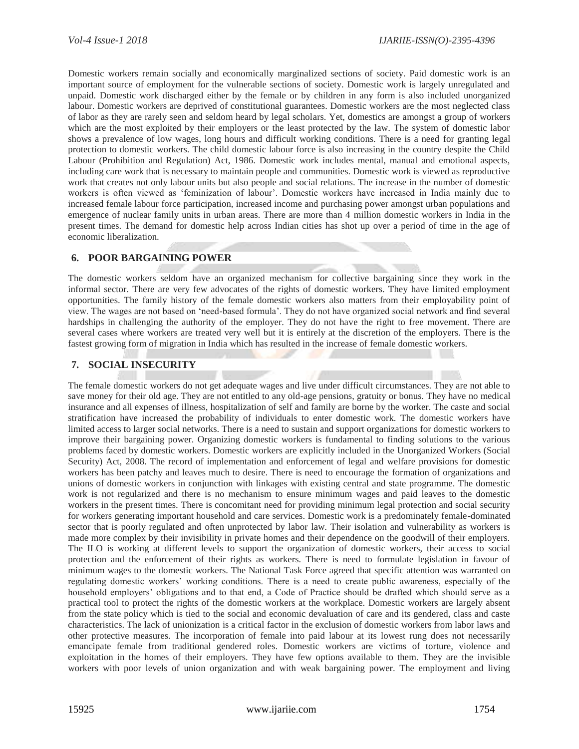Domestic workers remain socially and economically marginalized sections of society. Paid domestic work is an important source of employment for the vulnerable sections of society. Domestic work is largely unregulated and unpaid. Domestic work discharged either by the female or by children in any form is also included unorganized labour. Domestic workers are deprived of constitutional guarantees. Domestic workers are the most neglected class of labor as they are rarely seen and seldom heard by legal scholars. Yet, domestics are amongst a group of workers which are the most exploited by their employers or the least protected by the law. The system of domestic labor shows a prevalence of low wages, long hours and difficult working conditions. There is a need for granting legal protection to domestic workers. The child domestic labour force is also increasing in the country despite the Child Labour (Prohibition and Regulation) Act, 1986. Domestic work includes mental, manual and emotional aspects, including care work that is necessary to maintain people and communities. Domestic work is viewed as reproductive work that creates not only labour units but also people and social relations. The increase in the number of domestic workers is often viewed as 'feminization of labour'. Domestic workers have increased in India mainly due to increased female labour force participation, increased income and purchasing power amongst urban populations and emergence of nuclear family units in urban areas. There are more than 4 million domestic workers in India in the present times. The demand for domestic help across Indian cities has shot up over a period of time in the age of economic liberalization.

## 6. POOR BARGAINING POWER

The domestic workers seldom have an organized mechanism for collective bargaining since they work in the informal sector. There are very few advocates of the rights of domestic workers. They have limited employment opportunities. The family history of the female domestic workers also matters from their employability point of view. The wages are not based on 'need-based formula'. They do not have organized social network and find several hardships in challenging the authority of the employer. They do not have the right to free movement. There are several cases where workers are treated very well but it is entirely at the discretion of the employers. There is the fastest growing form of migration in India which has resulted in the increase of female domestic workers.

## 7. SOCIAL INSECURITY

The female domestic workers do not get adequate wages and live under difficult circumstances. They are not able to save money for their old age. They are not entitled to any old-age pensions, gratuity or bonus. They have no medical insurance and all expenses of illness, hospitalization of self and family are borne by the worker. The caste and social stratification have increased the probability of individuals to enter domestic work. The domestic workers have limited access to larger social networks. There is a need to sustain and support organizations for domestic workers to improve their bargaining power. Organizing domestic workers is fundamental to finding solutions to the various problems faced by domestic workers. Domestic workers are explicitly included in the Unorganized Workers (Social Security) Act, 2008. The record of implementation and enforcement of legal and welfare provisions for domestic workers has been patchy and leaves much to desire. There is need to encourage the formation of organizations and unions of domestic workers in conjunction with linkages with existing central and state programme. The domestic work is not regularized and there is no mechanism to ensure minimum wages and paid leaves to the domestic workers in the present times. There is concomitant need for providing minimum legal protection and social security for workers generating important household and care services. Domestic work is a predominately female-dominated sector that is poorly regulated and often unprotected by labor law. Their isolation and vulnerability as workers is made more complex by their invisibility in private homes and their dependence on the goodwill of their employers. The ILO is working at different levels to support the organization of domestic workers, their access to social protection and the enforcement of their rights as workers. There is need to formulate legislation in favour of minimum wages to the domestic workers. The National Task Force agreed that specific attention was warranted on regulating domestic workers' working conditions. There is a need to create public awareness, especially of the household employers' obligations and to that end, a Code of Practice should be drafted which should serve as a practical tool to protect the rights of the domestic workers at the workplace. Domestic workers are largely absent from the state policy which is tied to the social and economic devaluation of care and its gendered, class and caste characteristics. The lack of unionization is a critical factor in the exclusion of domestic workers from labor laws and other protective measures. The incorporation of female into paid labour at its lowest rung does not necessarily emancipate female from traditional gendered roles. Domestic workers are victims of torture, violence and exploitation in the homes of their employers. They have few options available to them. They are the invisible workers with poor levels of union organization and with weak bargaining power. The employment and living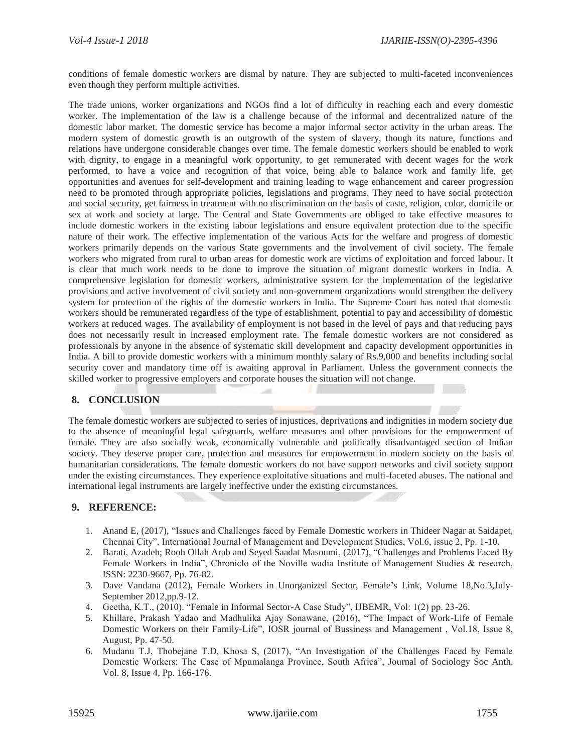conditions of female domestic workers are dismal by nature. They are subjected to multi-faceted inconveniences even though they perform multiple activities.

The trade unions, worker organizations and NGOs find a lot of difficulty in reaching each and every domestic worker. The implementation of the law is a challenge because of the informal and decentralized nature of the domestic labor market. The domestic service has become a major informal sector activity in the urban areas. The modern system of domestic growth is an outgrowth of the system of slavery, though its nature, functions and relations have undergone considerable changes over time. The female domestic workers should be enabled to work with dignity, to engage in a meaningful work opportunity, to get remunerated with decent wages for the work performed, to have a voice and recognition of that voice, being able to balance work and family life, get opportunities and avenues for self-development and training leading to wage enhancement and career progression need to be promoted through appropriate policies, legislations and programs. They need to have social protection and social security, get fairness in treatment with no discrimination on the basis of caste, religion, color, domicile or sex at work and society at large. The Central and State Governments are obliged to take effective measures to include domestic workers in the existing labour legislations and ensure equivalent protection due to the specific nature of their work. The effective implementation of the various Acts for the welfare and progress of domestic workers primarily depends on the various State governments and the involvement of civil society. The female workers who migrated from rural to urban areas for domestic work are victims of exploitation and forced labour. It is clear that much work needs to be done to improve the situation of migrant domestic workers in India. A comprehensive legislation for domestic workers, administrative system for the implementation of the legislative provisions and active involvement of civil society and non-government organizations would strengthen the delivery system for protection of the rights of the domestic workers in India. The Supreme Court has noted that domestic workers should be remunerated regardless of the type of establishment, potential to pay and accessibility of domestic workers at reduced wages. The availability of employment is not based in the level of pays and that reducing pays does not necessarily result in increased employment rate. The female domestic workers are not considered as professionals by anyone in the absence of systematic skill development and capacity development opportunities in India. A bill to provide domestic workers with a minimum monthly salary of Rs.9,000 and benefits including social security cover and mandatory time off is awaiting approval in Parliament. Unless the government connects the skilled worker to progressive employers and corporate houses the situation will not change.

## 8. CONCLUSION

The female domestic workers are subjected to series of injustices, deprivations and indignities in modern society due to the absence of meaningful legal safeguards, welfare measures and other provisions for the empowerment of female. They are also socially weak, economically vulnerable and politically disadvantaged section of Indian society. They deserve proper care, protection and measures for empowerment in modern society on the basis of humanitarian considerations. The female domestic workers do not have support networks and civil society support under the existing circumstances. They experience exploitative situations and multi-faceted abuses. The national and international legal instruments are largely ineffective under the existing circumstances.

## 9. REFERENCE:

1. Anand E, (2017), "Issues and Challenges faced by Female Domestic workers in Thideer Nagar at Saidapet, Chennai City", International Journal of Management and Development Studies, Vol.6, issue 2, Pp. 1-10.
2. Barati, Azadeh; Rooh Ollah Arab and Seyed Saadat Masoumi, (2017), "Challenges and Problems Faced By Female Workers in India", Chroniclo of the Noville wadia Institute of Management Studies & research, ISSN: 2230-9667, Pp. 76-82.
3. Dave Vandana (2012), Female Workers in Unorganized Sector, Female's Link, Volume 18,No.3,July-September 2012,pp.9-12.
4. Geetha, K.T., (2010). "Female in Informal Sector-A Case Study", IJBEMR, Vol: 1(2) pp. 23-26.
5. Khillare, Prakash Yadao and Madhulika Ajay Sonawane, (2016), "The Impact of Work-Life of Female Domestic Workers on their Family-Life", IOSR journal of Bussiness and Management , Vol.18, Issue 8, August, Pp. 47-50.
6. Mudanu T.J, Thobejane T.D, Khosa S, (2017), "An Investigation of the Challenges Faced by Female Domestic Workers: The Case of Mpumalanga Province, South Africa", Journal of Sociology Soc Anth, Vol. 8, Issue 4, Pp. 166-176.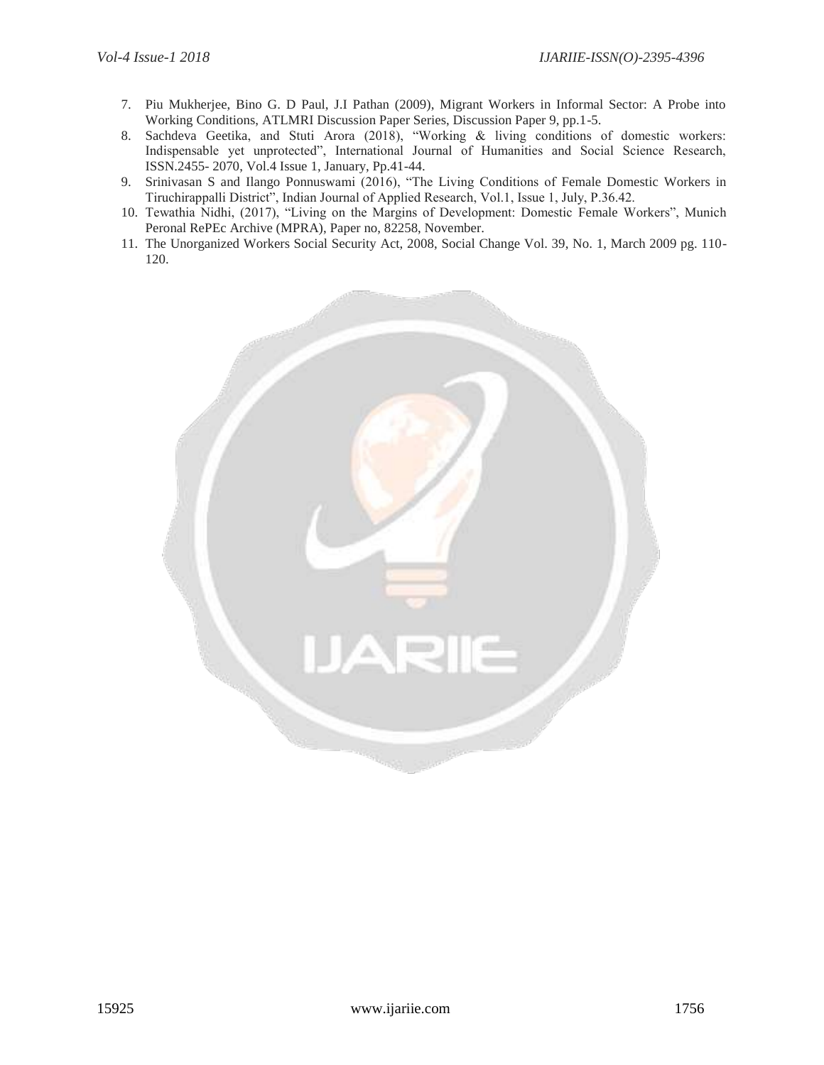7. Piu Mukherjee, Bino G. D Paul, J.I Pathan (2009), Migrant Workers in Informal Sector: A Probe into Working Conditions, ATLMRI Discussion Paper Series, Discussion Paper 9, pp.1-5.
8. Sachdeva Geetika, and Stuti Arora (2018), "Working & living conditions of domestic workers: Indispensable yet unprotected", International Journal of Humanities and Social Science Research, ISSN.2455- 2070, Vol.4 Issue 1, January, Pp.41-44.
9. Srinivasan S and Ilango Ponnuswami (2016), "The Living Conditions of Female Domestic Workers in Tiruchirappalli District", Indian Journal of Applied Research, Vol.1, Issue 1, July, P.36.42.
10. Tewathia Nidhi, (2017), "Living on the Margins of Development: Domestic Female Workers", Munich Peronal RePEc Archive (MPRA), Paper no, 82258, November.
11. The Unorganized Workers Social Security Act, 2008, Social Change Vol. 39, No. 1, March 2009 pg. 110-120.